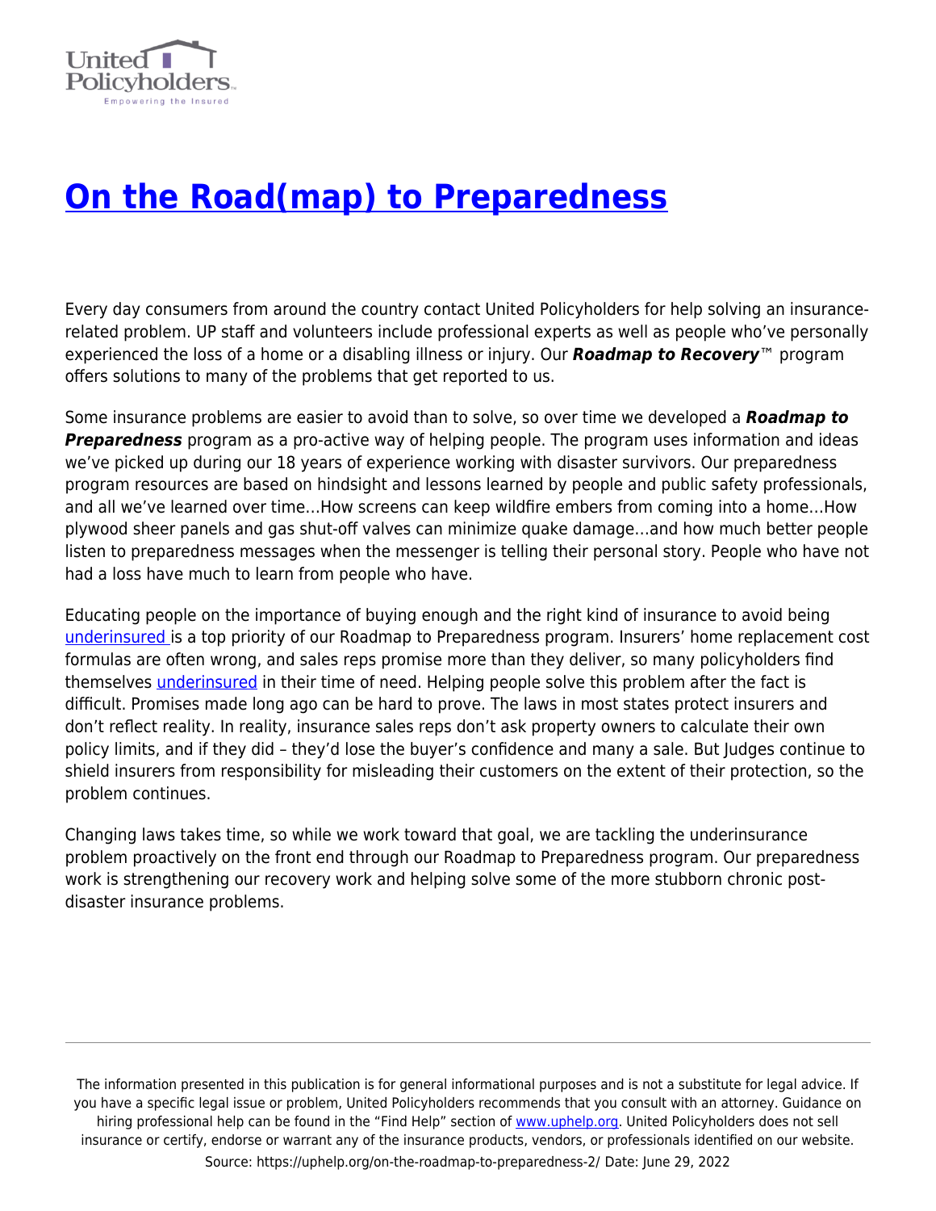# [On the Road(map) to Preparedness](https://uphelp.org/on-the-roadmap-to-preparedness-2/)

Every day consumers from around the country contact United Policyholders for help solving an insurance-related problem. UP staff and volunteers include professional experts as well as people who've personally experienced the loss of a home or a disabling illness or injury. Our ***Roadmap to Recovery***™ program offers solutions to many of the problems that get reported to us.

Some insurance problems are easier to avoid than to solve, so over time we developed a ***Roadmap to Preparedness*** program as a pro-active way of helping people. The program uses information and ideas we've picked up during our 18 years of experience working with disaster survivors. Our preparedness program resources are based on hindsight and lessons learned by people and public safety professionals, and all we've learned over time…How screens can keep wildfire embers from coming into a home…How plywood sheer panels and gas shut-off valves can minimize quake damage…and how much better people listen to preparedness messages when the messenger is telling their personal story. People who have not had a loss have much to learn from people who have.

Educating people on the importance of buying enough and the right kind of insurance to avoid being underinsured is a top priority of our Roadmap to Preparedness program. Insurers' home replacement cost formulas are often wrong, and sales reps promise more than they deliver, so many policyholders find themselves underinsured in their time of need. Helping people solve this problem after the fact is difficult. Promises made long ago can be hard to prove. The laws in most states protect insurers and don't reflect reality. In reality, insurance sales reps don't ask property owners to calculate their own policy limits, and if they did – they'd lose the buyer's confidence and many a sale. But Judges continue to shield insurers from responsibility for misleading their customers on the extent of their protection, so the problem continues.

Changing laws takes time, so while we work toward that goal, we are tackling the underinsurance problem proactively on the front end through our Roadmap to Preparedness program. Our preparedness work is strengthening our recovery work and helping solve some of the more stubborn chronic post-disaster insurance problems.

---

The information presented in this publication is for general informational purposes and is not a substitute for legal advice. If you have a specific legal issue or problem, United Policyholders recommends that you consult with an attorney. Guidance on hiring professional help can be found in the "Find Help" section of www.uphelp.org. United Policyholders does not sell insurance or certify, endorse or warrant any of the insurance products, vendors, or professionals identified on our website.

Source: https://uphelp.org/on-the-roadmap-to-preparedness-2/ Date: June 29, 2022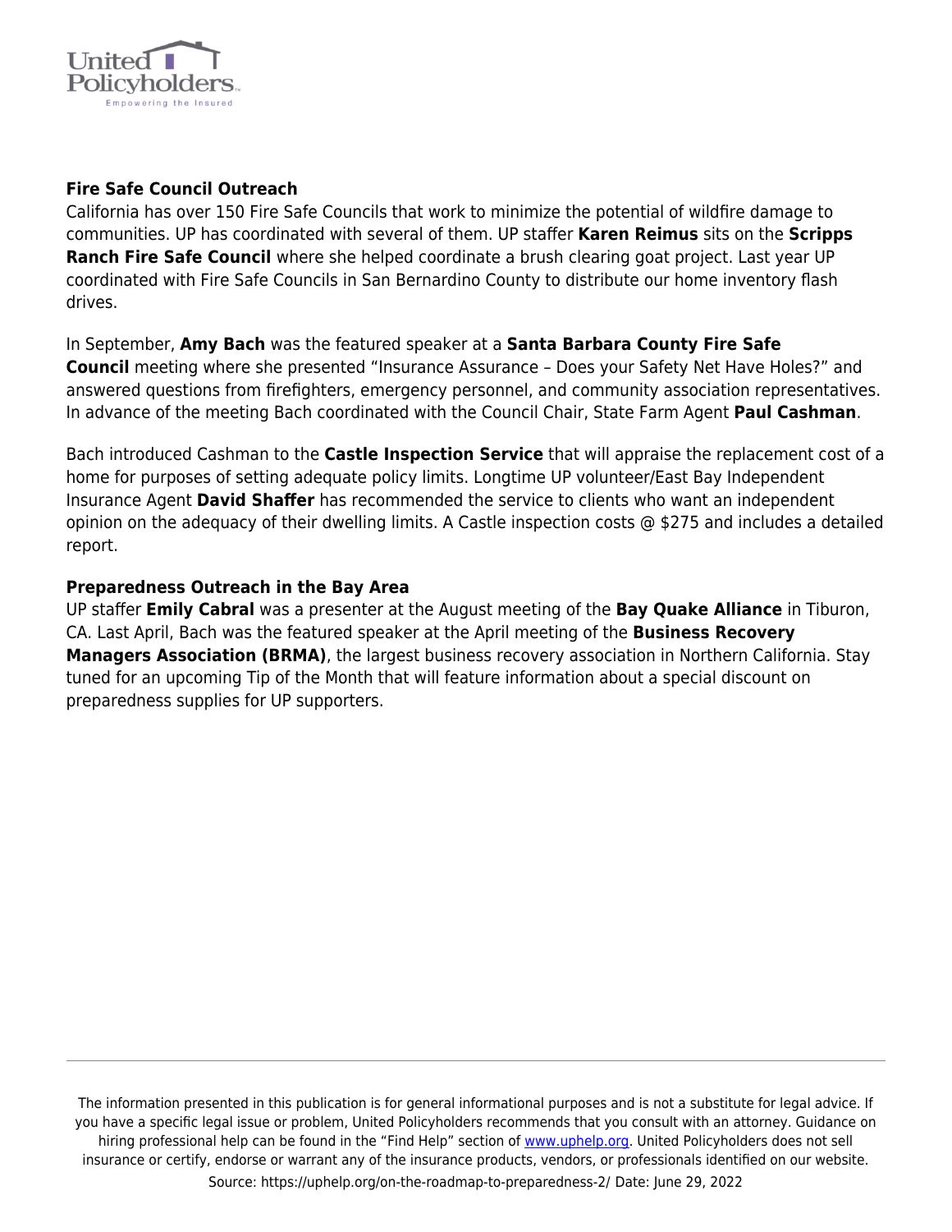**Fire Safe Council Outreach**

California has over 150 Fire Safe Councils that work to minimize the potential of wildfire damage to communities. UP has coordinated with several of them. UP staffer **Karen Reimus** sits on the **Scripps Ranch Fire Safe Council** where she helped coordinate a brush clearing goat project. Last year UP coordinated with Fire Safe Councils in San Bernardino County to distribute our home inventory flash drives.

In September, **Amy Bach** was the featured speaker at a **Santa Barbara County Fire Safe Council** meeting where she presented "Insurance Assurance – Does your Safety Net Have Holes?" and answered questions from firefighters, emergency personnel, and community association representatives. In advance of the meeting Bach coordinated with the Council Chair, State Farm Agent **Paul Cashman**.

Bach introduced Cashman to the **Castle Inspection Service** that will appraise the replacement cost of a home for purposes of setting adequate policy limits. Longtime UP volunteer/East Bay Independent Insurance Agent **David Shaffer** has recommended the service to clients who want an independent opinion on the adequacy of their dwelling limits. A Castle inspection costs @ $275 and includes a detailed report.

**Preparedness Outreach in the Bay Area**

UP staffer **Emily Cabral** was a presenter at the August meeting of the **Bay Quake Alliance** in Tiburon, CA. Last April, Bach was the featured speaker at the April meeting of the **Business Recovery Managers Association (BRMA)**, the largest business recovery association in Northern California. Stay tuned for an upcoming Tip of the Month that will feature information about a special discount on preparedness supplies for UP supporters.